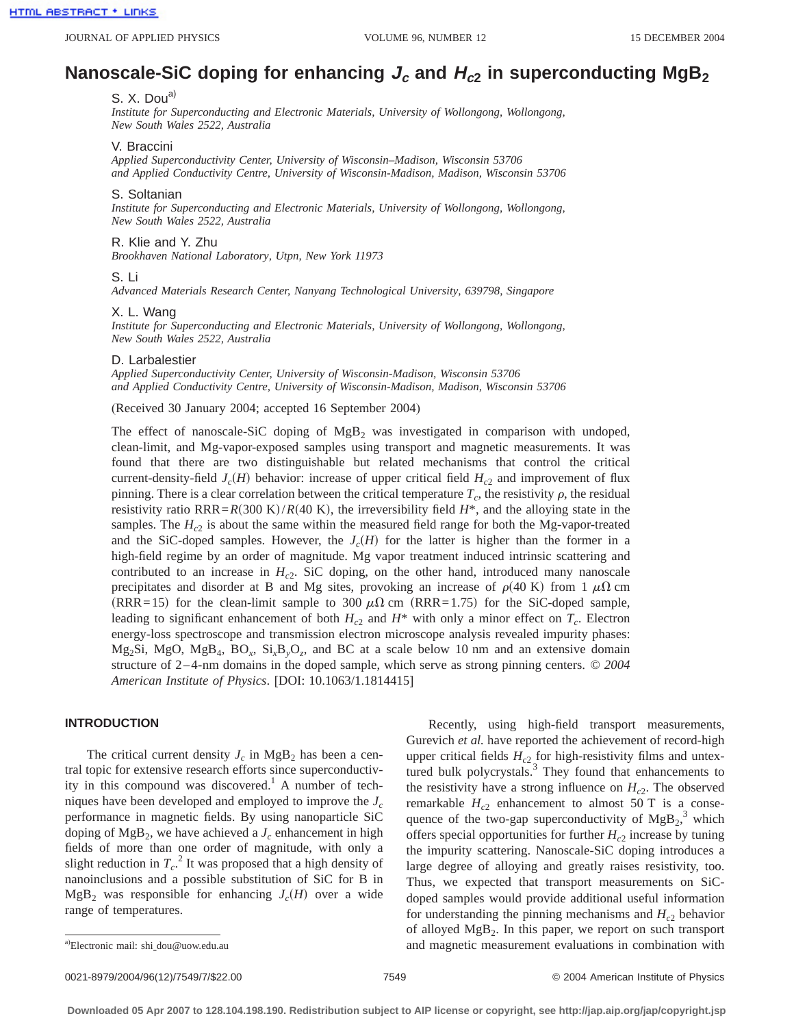# Nanoscale-SiC doping for enhancing $J_c$ and $H_{c2}$ in superconducting $MgB_2$

S. X. Dou[a)]
*Institute for Superconducting and Electronic Materials, University of Wollongong, Wollongong, New South Wales 2522, Australia*

V. Braccini
*Applied Superconductivity Center, University of Wisconsin–Madison, Wisconsin 53706 and Applied Conductivity Centre, University of Wisconsin-Madison, Madison, Wisconsin 53706*

S. Soltanian
*Institute for Superconducting and Electronic Materials, University of Wollongong, Wollongong, New South Wales 2522, Australia*

R. Klie and Y. Zhu
*Brookhaven National Laboratory, Utpn, New York 11973*

S. Li
*Advanced Materials Research Center, Nanyang Technological University, 639798, Singapore*

X. L. Wang
*Institute for Superconducting and Electronic Materials, University of Wollongong, Wollongong, New South Wales 2522, Australia*

D. Larbalestier
*Applied Superconductivity Center, University of Wisconsin-Madison, Wisconsin 53706 and Applied Conductivity Centre, University of Wisconsin-Madison, Madison, Wisconsin 53706*

(Received 30 January 2004; accepted 16 September 2004)

The effect of nanoscale-SiC doping of $MgB_2$ was investigated in comparison with undoped, clean-limit, and Mg-vapor-exposed samples using transport and magnetic measurements. It was found that there are two distinguishable but related mechanisms that control the critical current-density-field $J_c(H)$ behavior: increase of upper critical field $H_{c2}$ and improvement of flux pinning. There is a clear correlation between the critical temperature $T_c$, the resistivity $\rho$, the residual resistivity ratio $\mathrm{RRR}=R(300\ \mathrm{K})/R(40\ \mathrm{K})$, the irreversibility field $H^*$, and the alloying state in the samples. The $H_{c2}$ is about the same within the measured field range for both the Mg-vapor-treated and the SiC-doped samples. However, the $J_c(H)$ for the latter is higher than the former in a high-field regime by an order of magnitude. Mg vapor treatment induced intrinsic scattering and contributed to an increase in $H_{c2}$. SiC doping, on the other hand, introduced many nanoscale precipitates and disorder at B and Mg sites, provoking an increase of $\rho(40\ \mathrm{K})$ from $1\ \mu\Omega\ \mathrm{cm}$ ($\mathrm{RRR}=15$) for the clean-limit sample to $300\ \mu\Omega\ \mathrm{cm}$ ($\mathrm{RRR}=1.75$) for the SiC-doped sample, leading to significant enhancement of both $H_{c2}$ and $H^*$ with only a minor effect on $T_c$. Electron energy-loss spectroscope and transmission electron microscope analysis revealed impurity phases: $Mg_2Si$, MgO, $MgB_4$, $BO_x$, $Si_xB_yO_z$, and BC at a scale below 10 nm and an extensive domain structure of 2–4-nm domains in the doped sample, which serve as strong pinning centers. © *2004 American Institute of Physics*. [DOI: 10.1063/1.1814415]

## INTRODUCTION

The critical current density $J_c$ in $MgB_2$ has been a central topic for extensive research efforts since superconductivity in this compound was discovered.[1] A number of techniques have been developed and employed to improve the $J_c$ performance in magnetic fields. By using nanoparticle SiC doping of $MgB_2$, we have achieved a $J_c$ enhancement in high fields of more than one order of magnitude, with only a slight reduction in $T_c$.[2] It was proposed that a high density of nanoinclusions and a possible substitution of SiC for B in $MgB_2$ was responsible for enhancing $J_c(H)$ over a wide range of temperatures.

Recently, using high-field transport measurements, Gurevich *et al.* have reported the achievement of record-high upper critical fields $H_{c2}$ for high-resistivity films and untextured bulk polycrystals.[3] They found that enhancements to the resistivity have a strong influence on $H_{c2}$. The observed remarkable $H_{c2}$ enhancement to almost 50 T is a consequence of the two-gap superconductivity of $MgB_2$,[3] which offers special opportunities for further $H_{c2}$ increase by tuning the impurity scattering. Nanoscale-SiC doping introduces a large degree of alloying and greatly raises resistivity, too. Thus, we expected that transport measurements on SiC-doped samples would provide additional useful information for understanding the pinning mechanisms and $H_{c2}$ behavior of alloyed $MgB_2$. In this paper, we report on such transport and magnetic measurement evaluations in combination with

[a)]Electronic mail: shi_dou@uow.edu.au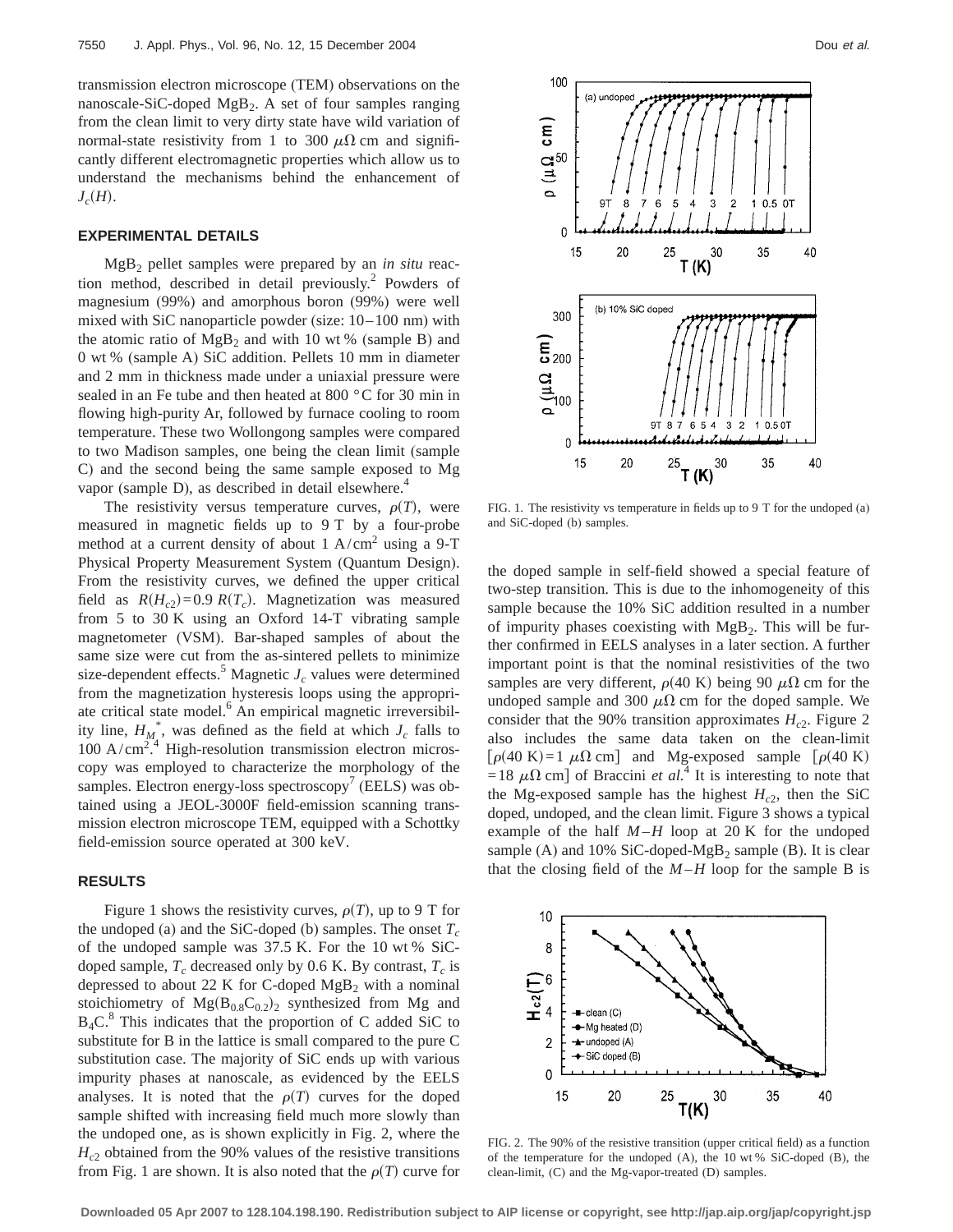transmission electron microscope (TEM) observations on the nanoscale-SiC-doped $MgB_2$. A set of four samples ranging from the clean limit to very dirty state have wild variation of normal-state resistivity from 1 to 300 $\mu\Omega$ cm and significantly different electromagnetic properties which allow us to understand the mechanisms behind the enhancement of $J_c(H)$.

## EXPERIMENTAL DETAILS

$MgB_2$ pellet samples were prepared by an *in situ* reaction method, described in detail previously.[2] Powders of magnesium (99%) and amorphous boron (99%) were well mixed with SiC nanoparticle powder (size: 10–100 nm) with the atomic ratio of $MgB_2$ and with 10 wt % (sample B) and 0 wt % (sample A) SiC addition. Pellets 10 mm in diameter and 2 mm in thickness made under a uniaxial pressure were sealed in an Fe tube and then heated at 800 °C for 30 min in flowing high-purity Ar, followed by furnace cooling to room temperature. These two Wollongong samples were compared to two Madison samples, one being the clean limit (sample C) and the second being the same sample exposed to Mg vapor (sample D), as described in detail elsewhere.[4]

The resistivity versus temperature curves, $\rho(T)$, were measured in magnetic fields up to 9 T by a four-probe method at a current density of about 1 $A/cm^2$ using a 9-T Physical Property Measurement System (Quantum Design). From the resistivity curves, we defined the upper critical field as $R(H_{c2})=0.9\,R(T_c)$. Magnetization was measured from 5 to 30 K using an Oxford 14-T vibrating sample magnetometer (VSM). Bar-shaped samples of about the same size were cut from the as-sintered pellets to minimize size-dependent effects.[5] Magnetic $J_c$ values were determined from the magnetization hysteresis loops using the appropriate critical state model.[6] An empirical magnetic irreversibility line, $H_M^*$, was defined as the field at which $J_c$ falls to 100 $A/cm^2$.[4] High-resolution transmission electron microscopy was employed to characterize the morphology of the samples. Electron energy-loss spectroscopy[7] (EELS) was obtained using a JEOL-3000F field-emission scanning transmission electron microscope TEM, equipped with a Schottky field-emission source operated at 300 keV.

## RESULTS

Figure 1 shows the resistivity curves, $\rho(T)$, up to 9 T for the undoped (a) and the SiC-doped (b) samples. The onset $T_c$ of the undoped sample was 37.5 K. For the 10 wt % SiC-doped sample, $T_c$ decreased only by 0.6 K. By contrast, $T_c$ is depressed to about 22 K for C-doped $MgB_2$ with a nominal stoichiometry of $Mg(B_{0.8}C_{0.2})_2$ synthesized from Mg and $B_4C$.[8] This indicates that the proportion of C added SiC to substitute for B in the lattice is small compared to the pure C substitution case. The majority of SiC ends up with various impurity phases at nanoscale, as evidenced by the EELS analyses. It is noted that the $\rho(T)$ curves for the doped sample shifted with increasing field much more slowly than the undoped one, as is shown explicitly in Fig. 2, where the $H_{c2}$ obtained from the 90% values of the resistive transitions from Fig. 1 are shown. It is also noted that the $\rho(T)$ curve for the doped sample in self-field showed a special feature of two-step transition. This is due to the inhomogeneity of this sample because the 10% SiC addition resulted in a number of impurity phases coexisting with $MgB_2$. This will be further confirmed in EELS analyses in a later section. A further important point is that the nominal resistivities of the two samples are very different, $\rho(40\text{ K})$ being 90 $\mu\Omega$ cm for the undoped sample and 300 $\mu\Omega$ cm for the doped sample. We consider that the 90% transition approximates $H_{c2}$. Figure 2 also includes the same data taken on the clean-limit [$\rho(40\text{ K})=1\ \mu\Omega$ cm] and Mg-exposed sample [$\rho(40\text{ K})=18\ \mu\Omega$ cm] of Braccini *et al.*[4] It is interesting to note that the Mg-exposed sample has the highest $H_{c2}$, then the SiC doped, undoped, and the clean limit. Figure 3 shows a typical example of the half $M$–$H$ loop at 20 K for the undoped sample (A) and 10% SiC-doped-$MgB_2$ sample (B). It is clear that the closing field of the $M$–$H$ loop for the sample B is

FIG. 1. The resistivity vs temperature in fields up to 9 T for the undoped (a) and SiC-doped (b) samples.

FIG. 2. The 90% of the resistive transition (upper critical field) as a function of the temperature for the undoped (A), the 10 wt % SiC-doped (B), the clean-limit, (C) and the Mg-vapor-treated (D) samples.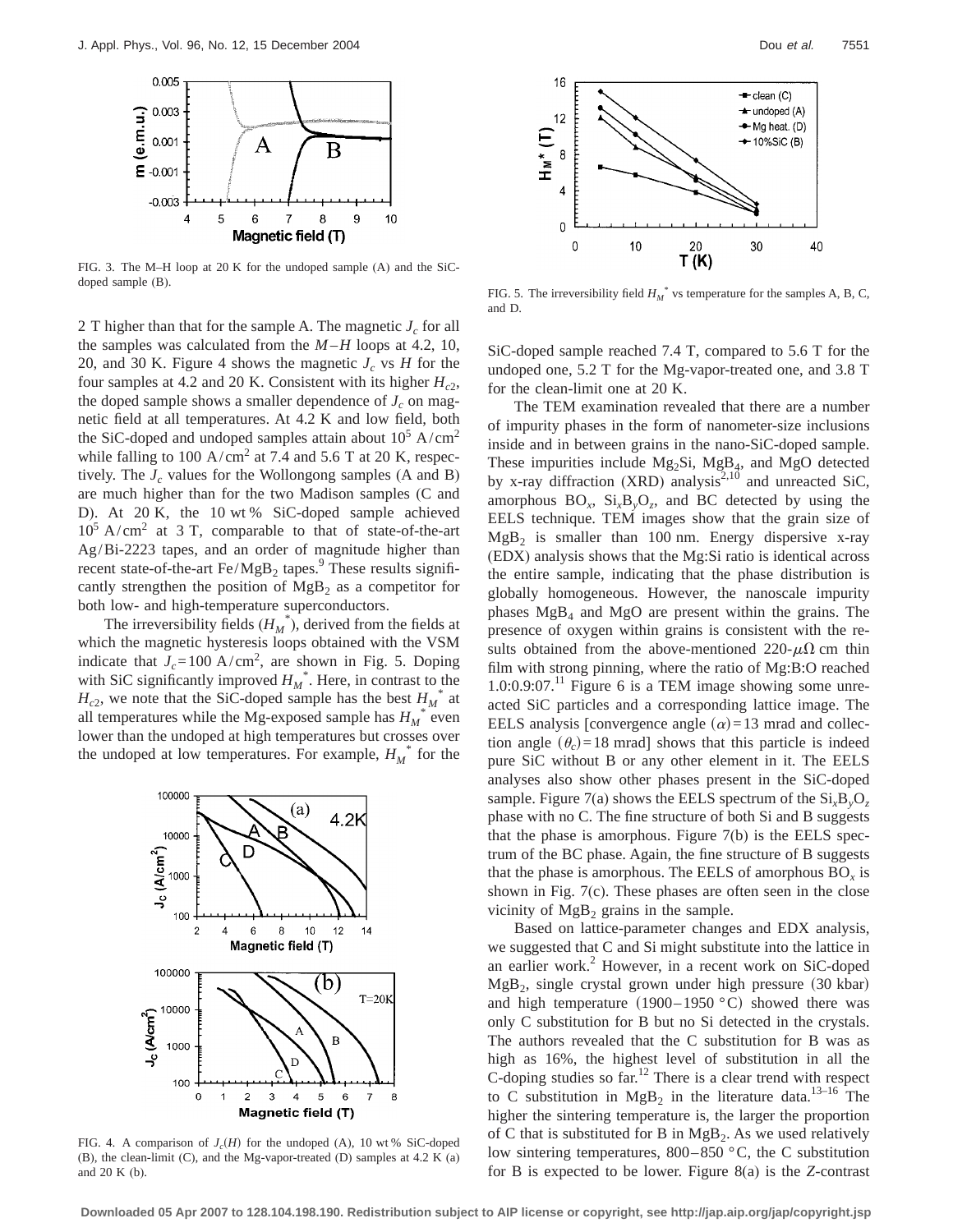FIG. 3. The M–H loop at 20 K for the undoped sample (A) and the SiC-doped sample (B).

2 T higher than that for the sample A. The magnetic $J_c$ for all the samples was calculated from the $M$–$H$ loops at 4.2, 10, 20, and 30 K. Figure 4 shows the magnetic $J_c$ vs $H$ for the four samples at 4.2 and 20 K. Consistent with its higher $H_{c2}$, the doped sample shows a smaller dependence of $J_c$ on magnetic field at all temperatures. At 4.2 K and low field, both the SiC-doped and undoped samples attain about $10^5$ A/cm$^2$ while falling to 100 A/cm$^2$ at 7.4 and 5.6 T at 20 K, respectively. The $J_c$ values for the Wollongong samples (A and B) are much higher than for the two Madison samples (C and D). At 20 K, the 10 wt % SiC-doped sample achieved $10^5$ A/cm$^2$ at 3 T, comparable to that of state-of-the-art Ag/Bi-2223 tapes, and an order of magnitude higher than recent state-of-the-art Fe/$MgB_2$ tapes.[9] These results significantly strengthen the position of $MgB_2$ as a competitor for both low- and high-temperature superconductors.

The irreversibility fields ($H_M^*$), derived from the fields at which the magnetic hysteresis loops obtained with the VSM indicate that $J_c$=100 A/cm$^2$, are shown in Fig. 5. Doping with SiC significantly improved $H_M^*$. Here, in contrast to the $H_{c2}$, we note that the SiC-doped sample has the best $H_M^*$ at all temperatures while the Mg-exposed sample has $H_M^*$ even lower than the undoped at high temperatures but crosses over the undoped at low temperatures. For example, $H_M^*$ for the

FIG. 4. A comparison of $J_c(H)$ for the undoped (A), 10 wt % SiC-doped (B), the clean-limit (C), and the Mg-vapor-treated (D) samples at 4.2 K (a) and 20 K (b).

FIG. 5. The irreversibility field $H_M^*$ vs temperature for the samples A, B, C, and D.

SiC-doped sample reached 7.4 T, compared to 5.6 T for the undoped one, 5.2 T for the Mg-vapor-treated one, and 3.8 T for the clean-limit one at 20 K.

The TEM examination revealed that there are a number of impurity phases in the form of nanometer-size inclusions inside and in between grains in the nano-SiC-doped sample. These impurities include $Mg_2Si$, $MgB_4$, and MgO detected by x-ray diffraction (XRD) analysis[2,10] and unreacted SiC, amorphous $BO_x$, $Si_xB_yO_z$, and BC detected by using the EELS technique. TEM images show that the grain size of $MgB_2$ is smaller than 100 nm. Energy dispersive x-ray (EDX) analysis shows that the Mg:Si ratio is identical across the entire sample, indicating that the phase distribution is globally homogeneous. However, the nanoscale impurity phases $MgB_4$ and MgO are present within the grains. The presence of oxygen within grains is consistent with the results obtained from the above-mentioned 220-$\mu\Omega$ cm thin film with strong pinning, where the ratio of Mg:B:O reached 1.0:0.9:07.[11] Figure 6 is a TEM image showing some unreacted SiC particles and a corresponding lattice image. The EELS analysis [convergence angle ($\alpha$)=13 mrad and collection angle ($\theta_c$)=18 mrad] shows that this particle is indeed pure SiC without B or any other element in it. The EELS analyses also show other phases present in the SiC-doped sample. Figure 7(a) shows the EELS spectrum of the $Si_xB_yO_z$ phase with no C. The fine structure of both Si and B suggests that the phase is amorphous. Figure 7(b) is the EELS spectrum of the BC phase. Again, the fine structure of B suggests that the phase is amorphous. The EELS of amorphous $BO_x$ is shown in Fig. 7(c). These phases are often seen in the close vicinity of $MgB_2$ grains in the sample.

Based on lattice-parameter changes and EDX analysis, we suggested that C and Si might substitute into the lattice in an earlier work.[2] However, in a recent work on SiC-doped $MgB_2$, single crystal grown under high pressure (30 kbar) and high temperature (1900–1950 °C) showed there was only C substitution for B but no Si detected in the crystals. The authors revealed that the C substitution for B was as high as 16%, the highest level of substitution in all the C-doping studies so far.[12] There is a clear trend with respect to C substitution in $MgB_2$ in the literature data.[13–16] The higher the sintering temperature is, the larger the proportion of C that is substituted for B in $MgB_2$. As we used relatively low sintering temperatures, 800–850 °C, the C substitution for B is expected to be lower. Figure 8(a) is the $Z$-contrast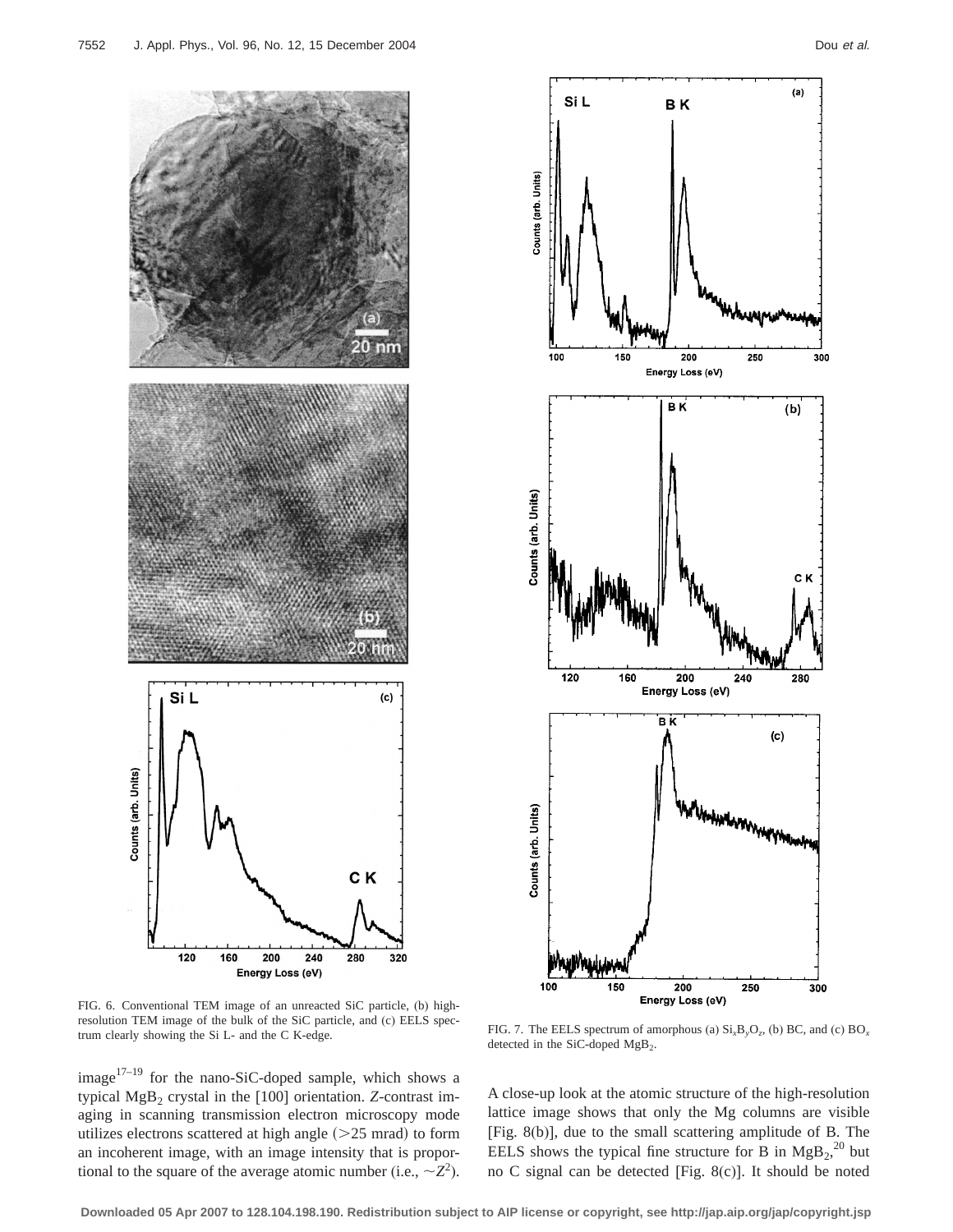FIG. 6. Conventional TEM image of an unreacted SiC particle, (b) high-resolution TEM image of the bulk of the SiC particle, and (c) EELS spectrum clearly showing the Si L- and the C K-edge.

FIG. 7. The EELS spectrum of amorphous (a) $Si_xB_yO_z$, (b) BC, and (c) $BO_x$ detected in the SiC-doped $MgB_2$.

image[17–19] for the nano-SiC-doped sample, which shows a typical $MgB_2$ crystal in the [100] orientation. *Z*-contrast imaging in scanning transmission electron microscopy mode utilizes electrons scattered at high angle (>25 mrad) to form an incoherent image, with an image intensity that is proportional to the square of the average atomic number (i.e., $\sim Z^2$). A close-up look at the atomic structure of the high-resolution lattice image shows that only the Mg columns are visible [Fig. 8(b)], due to the small scattering amplitude of B. The EELS shows the typical fine structure for B in $MgB_2$,[20] but no C signal can be detected [Fig. 8(c)]. It should be noted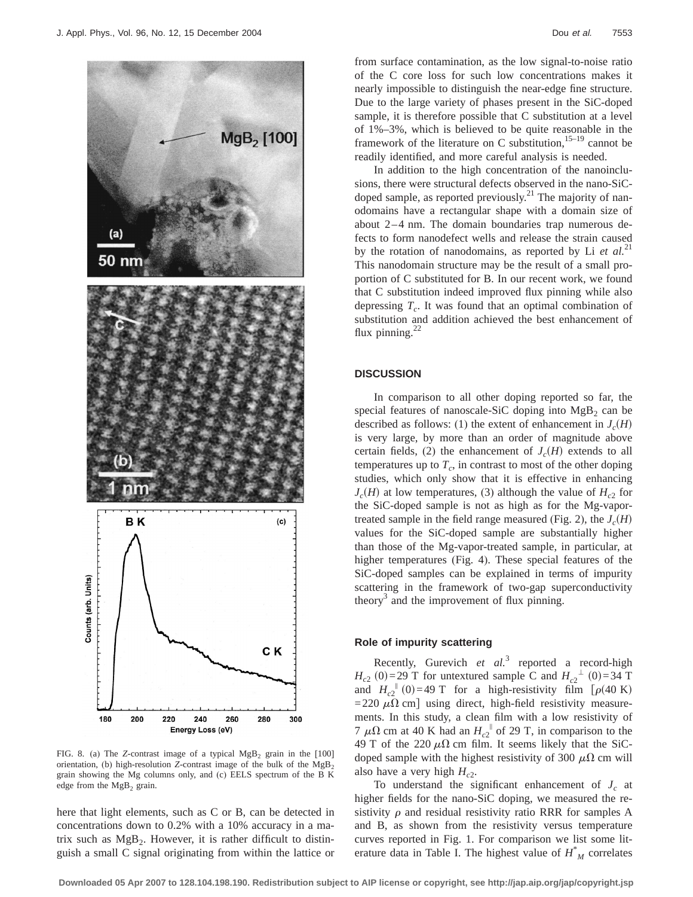FIG. 8. (a) The $Z$-contrast image of a typical $MgB_2$ grain in the [100] orientation, (b) high-resolution $Z$-contrast image of the bulk of the $MgB_2$ grain showing the Mg columns only, and (c) EELS spectrum of the B K edge from the $MgB_2$ grain.

here that light elements, such as C or B, can be detected in concentrations down to 0.2% with a 10% accuracy in a matrix such as $MgB_2$. However, it is rather difficult to distinguish a small C signal originating from within the lattice or from surface contamination, as the low signal-to-noise ratio of the C core loss for such low concentrations makes it nearly impossible to distinguish the near-edge fine structure. Due to the large variety of phases present in the SiC-doped sample, it is therefore possible that C substitution at a level of 1%–3%, which is believed to be quite reasonable in the framework of the literature on C substitution,[15–19] cannot be readily identified, and more careful analysis is needed.

In addition to the high concentration of the nanoinclusions, there were structural defects observed in the nano-SiC-doped sample, as reported previously.[21] The majority of nanodomains have a rectangular shape with a domain size of about 2–4 nm. The domain boundaries trap numerous defects to form nanodefect wells and release the strain caused by the rotation of nanodomains, as reported by Li *et al.*[21] This nanodomain structure may be the result of a small proportion of C substituted for B. In our recent work, we found that C substitution indeed improved flux pinning while also depressing $T_c$. It was found that an optimal combination of substitution and addition achieved the best enhancement of flux pinning.[22]

## DISCUSSION

In comparison to all other doping reported so far, the special features of nanoscale-SiC doping into $MgB_2$ can be described as follows: (1) the extent of enhancement in $J_c(H)$ is very large, by more than an order of magnitude above certain fields, (2) the enhancement of $J_c(H)$ extends to all temperatures up to $T_c$, in contrast to most of the other doping studies, which only show that it is effective in enhancing $J_c(H)$ at low temperatures, (3) although the value of $H_{c2}$ for the SiC-doped sample is not as high as for the Mg-vapor-treated sample in the field range measured (Fig. 2), the $J_c(H)$ values for the SiC-doped sample are substantially higher than those of the Mg-vapor-treated sample, in particular, at higher temperatures (Fig. 4). These special features of the SiC-doped samples can be explained in terms of impurity scattering in the framework of two-gap superconductivity theory[3] and the improvement of flux pinning.

### Role of impurity scattering

Recently, Gurevich *et al.*[3] reported a record-high $H_{c2}(0)=29$ T for untextured sample C and $H_{c2}^{\perp}(0)=34$ T and $H_{c2}^{\parallel}(0)=49$ T for a high-resistivity film [$\rho(40\text{ K})=220\ \mu\Omega$ cm] using direct, high-field resistivity measurements. In this study, a clean film with a low resistivity of 7 $\mu\Omega$ cm at 40 K had an $H_{c2}^{\parallel}$ of 29 T, in comparison to the 49 T of the 220 $\mu\Omega$ cm film. It seems likely that the SiC-doped sample with the highest resistivity of 300 $\mu\Omega$ cm will also have a very high $H_{c2}$.

To understand the significant enhancement of $J_c$ at higher fields for the nano-SiC doping, we measured the resistivity $\rho$ and residual resistivity ratio RRR for samples A and B, as shown from the resistivity versus temperature curves reported in Fig. 1. For comparison we list some literature data in Table I. The highest value of $H^{*}_{M}$ correlates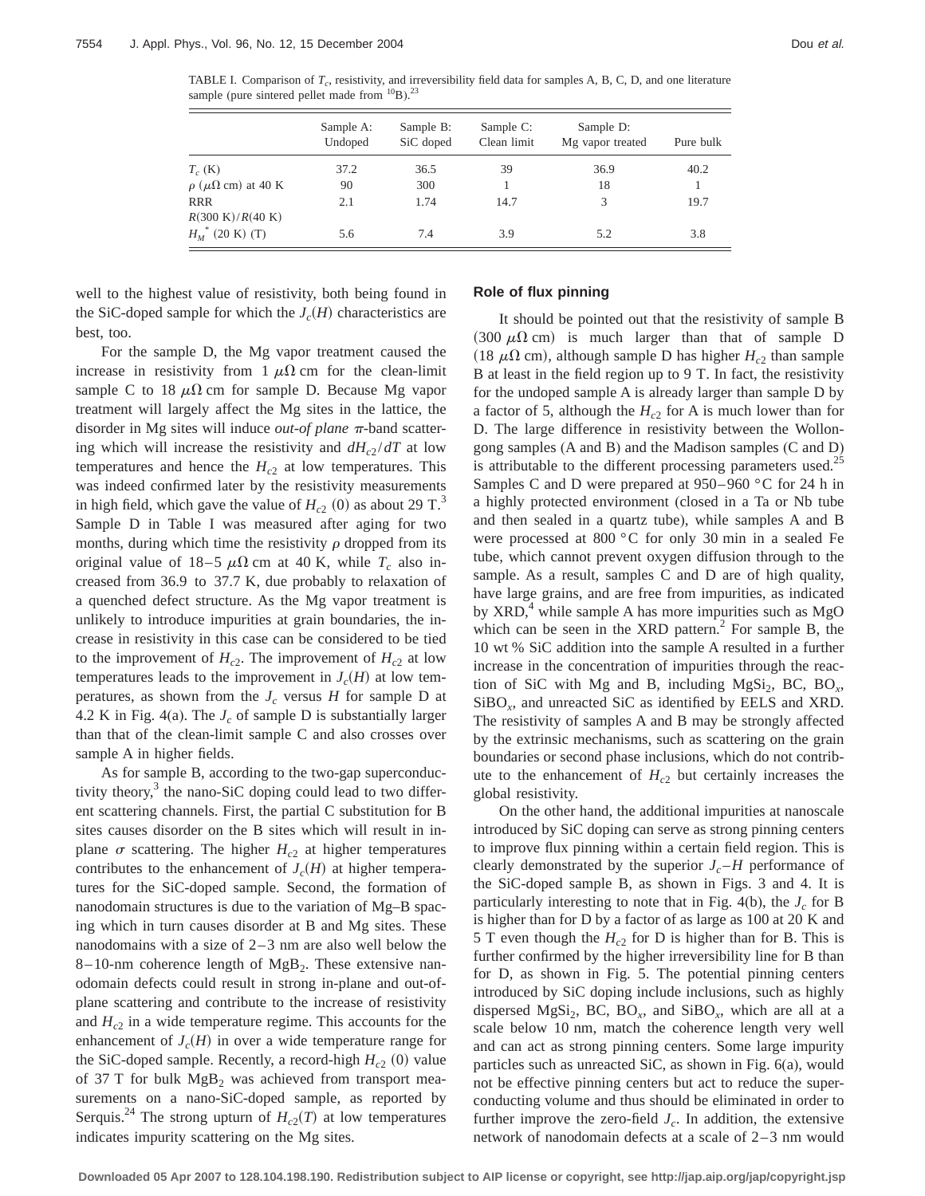TABLE I. Comparison of $T_c$, resistivity, and irreversibility field data for samples A, B, C, D, and one literature sample (pure sintered pellet made from $^{10}B$).[23]

| | Sample A: Undoped | Sample B: SiC doped | Sample C: Clean limit | Sample D: Mg vapor treated | Pure bulk |
|---|---|---|---|---|---|
| $T_c$ (K) | 37.2 | 36.5 | 39 | 36.9 | 40.2 |
| $\rho$ ($\mu\Omega$ cm) at 40 K | 90 | 300 | 1 | 18 | 1 |
| RRR $R(300\text{ K})/R(40\text{ K})$ | 2.1 | 1.74 | 14.7 | 3 | 19.7 |
| $H_M^*$ (20 K) (T) | 5.6 | 7.4 | 3.9 | 5.2 | 3.8 |

well to the highest value of resistivity, both being found in the SiC-doped sample for which the $J_c(H)$ characteristics are best, too.

For the sample D, the Mg vapor treatment caused the increase in resistivity from 1 $\mu\Omega$ cm for the clean-limit sample C to 18 $\mu\Omega$ cm for sample D. Because Mg vapor treatment will largely affect the Mg sites in the lattice, the disorder in Mg sites will induce *out-of plane* $\pi$-band scattering which will increase the resistivity and $dH_{c2}/dT$ at low temperatures and hence the $H_{c2}$ at low temperatures. This was indeed confirmed later by the resistivity measurements in high field, which gave the value of $H_{c2}$ (0) as about 29 T.[3] Sample D in Table I was measured after aging for two months, during which time the resistivity $\rho$ dropped from its original value of 18–5 $\mu\Omega$ cm at 40 K, while $T_c$ also increased from 36.9 to 37.7 K, due probably to relaxation of a quenched defect structure. As the Mg vapor treatment is unlikely to introduce impurities at grain boundaries, the increase in resistivity in this case can be considered to be tied to the improvement of $H_{c2}$. The improvement of $H_{c2}$ at low temperatures leads to the improvement in $J_c(H)$ at low temperatures, as shown from the $J_c$ versus $H$ for sample D at 4.2 K in Fig. 4(a). The $J_c$ of sample D is substantially larger than that of the clean-limit sample C and also crosses over sample A in higher fields.

As for sample B, according to the two-gap superconductivity theory,[3] the nano-SiC doping could lead to two different scattering channels. First, the partial C substitution for B sites causes disorder on the B sites which will result in in-plane $\sigma$ scattering. The higher $H_{c2}$ at higher temperatures contributes to the enhancement of $J_c(H)$ at higher temperatures for the SiC-doped sample. Second, the formation of nanodomain structures is due to the variation of Mg–B spacing which in turn causes disorder at B and Mg sites. These nanodomains with a size of 2–3 nm are also well below the 8–10-nm coherence length of $MgB_2$. These extensive nanodomain defects could result in strong in-plane and out-of-plane scattering and contribute to the increase of resistivity and $H_{c2}$ in a wide temperature regime. This accounts for the enhancement of $J_c(H)$ in over a wide temperature range for the SiC-doped sample. Recently, a record-high $H_{c2}$ (0) value of 37 T for bulk $MgB_2$ was achieved from transport measurements on a nano-SiC-doped sample, as reported by Serquis.[24] The strong upturn of $H_{c2}(T)$ at low temperatures indicates impurity scattering on the Mg sites.

## Role of flux pinning

It should be pointed out that the resistivity of sample B (300 $\mu\Omega$ cm) is much larger than that of sample D (18 $\mu\Omega$ cm), although sample D has higher $H_{c2}$ than sample B at least in the field region up to 9 T. In fact, the resistivity for the undoped sample A is already larger than sample D by a factor of 5, although the $H_{c2}$ for A is much lower than for D. The large difference in resistivity between the Wollongong samples (A and B) and the Madison samples (C and D) is attributable to the different processing parameters used.[25] Samples C and D were prepared at 950–960 °C for 24 h in a highly protected environment (closed in a Ta or Nb tube and then sealed in a quartz tube), while samples A and B were processed at 800 °C for only 30 min in a sealed Fe tube, which cannot prevent oxygen diffusion through to the sample. As a result, samples C and D are of high quality, have large grains, and are free from impurities, as indicated by XRD,[4] while sample A has more impurities such as MgO which can be seen in the XRD pattern.[2] For sample B, the 10 wt % SiC addition into the sample A resulted in a further increase in the concentration of impurities through the reaction of SiC with Mg and B, including $MgSi_2$, BC, $BO_x$, $SiBO_x$, and unreacted SiC as identified by EELS and XRD. The resistivity of samples A and B may be strongly affected by the extrinsic mechanisms, such as scattering on the grain boundaries or second phase inclusions, which do not contribute to the enhancement of $H_{c2}$ but certainly increases the global resistivity.

On the other hand, the additional impurities at nanoscale introduced by SiC doping can serve as strong pinning centers to improve flux pinning within a certain field region. This is clearly demonstrated by the superior $J_c$–$H$ performance of the SiC-doped sample B, as shown in Figs. 3 and 4. It is particularly interesting to note that in Fig. 4(b), the $J_c$ for B is higher than for D by a factor of as large as 100 at 20 K and 5 T even though the $H_{c2}$ for D is higher than for B. This is further confirmed by the higher irreversibility line for B than for D, as shown in Fig. 5. The potential pinning centers introduced by SiC doping include inclusions, such as highly dispersed $MgSi_2$, BC, $BO_x$, and $SiBO_x$, which are all at a scale below 10 nm, match the coherence length very well and can act as strong pinning centers. Some large impurity particles such as unreacted SiC, as shown in Fig. 6(a), would not be effective pinning centers but act to reduce the superconducting volume and thus should be eliminated in order to further improve the zero-field $J_c$. In addition, the extensive network of nanodomain defects at a scale of 2–3 nm would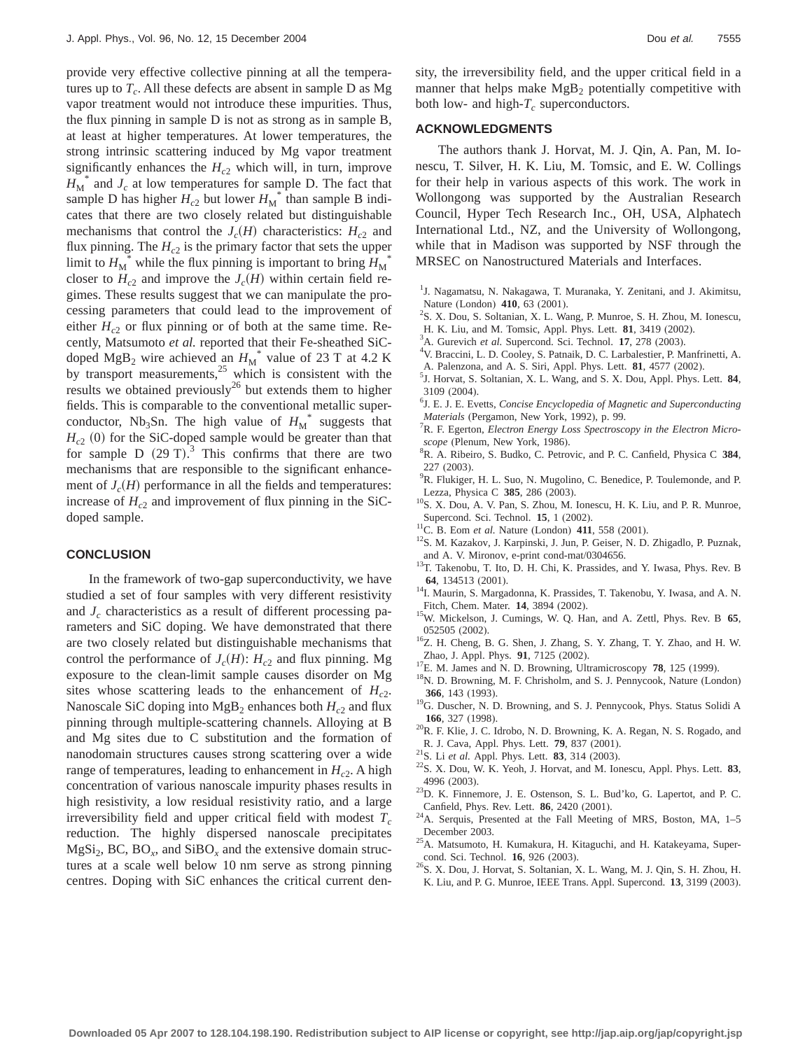provide very effective collective pinning at all the temperatures up to $T_c$. All these defects are absent in sample D as Mg vapor treatment would not introduce these impurities. Thus, the flux pinning in sample D is not as strong as in sample B, at least at higher temperatures. At lower temperatures, the strong intrinsic scattering induced by Mg vapor treatment significantly enhances the $H_{c2}$ which will, in turn, improve $H_M^*$ and $J_c$ at low temperatures for sample D. The fact that sample D has higher $H_{c2}$ but lower $H_M^*$ than sample B indicates that there are two closely related but distinguishable mechanisms that control the $J_c(H)$ characteristics: $H_{c2}$ and flux pinning. The $H_{c2}$ is the primary factor that sets the upper limit to $H_M^*$ while the flux pinning is important to bring $H_M^*$ closer to $H_{c2}$ and improve the $J_c(H)$ within certain field regimes. These results suggest that we can manipulate the processing parameters that could lead to the improvement of either $H_{c2}$ or flux pinning or of both at the same time. Recently, Matsumoto *et al.* reported that their Fe-sheathed SiC-doped $MgB_2$ wire achieved an $H_M^*$ value of 23 T at 4.2 K by transport measurements,[25] which is consistent with the results we obtained previously[26] but extends them to higher fields. This is comparable to the conventional metallic superconductor, $Nb_3Sn$. The high value of $H_M^*$ suggests that $H_{c2}$ (0) for the SiC-doped sample would be greater than that for sample D (29 T).[3] This confirms that there are two mechanisms that are responsible to the significant enhancement of $J_c(H)$ performance in all the fields and temperatures: increase of $H_{c2}$ and improvement of flux pinning in the SiC-doped sample.

## CONCLUSION

In the framework of two-gap superconductivity, we have studied a set of four samples with very different resistivity and $J_c$ characteristics as a result of different processing parameters and SiC doping. We have demonstrated that there are two closely related but distinguishable mechanisms that control the performance of $J_c(H)$: $H_{c2}$ and flux pinning. Mg exposure to the clean-limit sample causes disorder on Mg sites whose scattering leads to the enhancement of $H_{c2}$. Nanoscale SiC doping into $MgB_2$ enhances both $H_{c2}$ and flux pinning through multiple-scattering channels. Alloying at B and Mg sites due to C substitution and the formation of nanodomain structures causes strong scattering over a wide range of temperatures, leading to enhancement in $H_{c2}$. A high concentration of various nanoscale impurity phases results in high resistivity, a low residual resistivity ratio, and a large irreversibility field and upper critical field with modest $T_c$ reduction. The highly dispersed nanoscale precipitates $MgSi_2$, BC, $BO_x$, and $SiBO_x$ and the extensive domain structures at a scale well below 10 nm serve as strong pinning centres. Doping with SiC enhances the critical current density, the irreversibility field, and the upper critical field in a manner that helps make $MgB_2$ potentially competitive with both low- and high-$T_c$ superconductors.

## ACKNOWLEDGMENTS

The authors thank J. Horvat, M. J. Qin, A. Pan, M. Ionescu, T. Silver, H. K. Liu, M. Tomsic, and E. W. Collings for their help in various aspects of this work. The work in Wollongong was supported by the Australian Research Council, Hyper Tech Research Inc., OH, USA, Alphatech International Ltd., NZ, and the University of Wollongong, while that in Madison was supported by NSF through the MRSEC on Nanostructured Materials and Interfaces.

[1] J. Nagamatsu, N. Nakagawa, T. Muranaka, Y. Zenitani, and J. Akimitsu, Nature (London) **410**, 63 (2001).
[2] S. X. Dou, S. Soltanian, X. L. Wang, P. Munroe, S. H. Zhou, M. Ionescu, H. K. Liu, and M. Tomsic, Appl. Phys. Lett. **81**, 3419 (2002).
[3] A. Gurevich *et al.* Supercond. Sci. Technol. **17**, 278 (2003).
[4] V. Braccini, L. D. Cooley, S. Patnaik, D. C. Larbalestier, P. Manfrinetti, A. A. Palenzona, and A. S. Siri, Appl. Phys. Lett. **81**, 4577 (2002).
[5] J. Horvat, S. Soltanian, X. L. Wang, and S. X. Dou, Appl. Phys. Lett. **84**, 3109 (2004).
[6] J. E. J. E. Evetts, *Concise Encyclopedia of Magnetic and Superconducting Materials* (Pergamon, New York, 1992), p. 99.
[7] R. F. Egerton, *Electron Energy Loss Spectroscopy in the Electron Microscope* (Plenum, New York, 1986).
[8] R. A. Ribeiro, S. Budko, C. Petrovic, and P. C. Canfield, Physica C **384**, 227 (2003).
[9] R. Flukiger, H. L. Suo, N. Mugolino, C. Benedice, P. Toulemonde, and P. Lezza, Physica C **385**, 286 (2003).
[10] S. X. Dou, A. V. Pan, S. Zhou, M. Ionescu, H. K. Liu, and P. R. Munroe, Supercond. Sci. Technol. **15**, 1 (2002).
[11] C. B. Eom *et al.* Nature (London) **411**, 558 (2001).
[12] S. M. Kazakov, J. Karpinski, J. Jun, P. Geiser, N. D. Zhigadlo, P. Puznak, and A. V. Mironov, e-print cond-mat/0304656.
[13] T. Takenobu, T. Ito, D. H. Chi, K. Prassides, and Y. Iwasa, Phys. Rev. B **64**, 134513 (2001).
[14] I. Maurin, S. Margadonna, K. Prassides, T. Takenobu, Y. Iwasa, and A. N. Fitch, Chem. Mater. **14**, 3894 (2002).
[15] W. Mickelson, J. Cumings, W. Q. Han, and A. Zettl, Phys. Rev. B **65**, 052505 (2002).
[16] Z. H. Cheng, B. G. Shen, J. Zhang, S. Y. Zhang, T. Y. Zhao, and H. W. Zhao, J. Appl. Phys. **91**, 7125 (2002).
[17] E. M. James and N. D. Browning, Ultramicroscopy **78**, 125 (1999).
[18] N. D. Browning, M. F. Chrisholm, and S. J. Pennycook, Nature (London) **366**, 143 (1993).
[19] G. Duscher, N. D. Browning, and S. J. Pennycook, Phys. Status Solidi A **166**, 327 (1998).
[20] R. F. Klie, J. C. Idrobo, N. D. Browning, K. A. Regan, N. S. Rogado, and R. J. Cava, Appl. Phys. Lett. **79**, 837 (2001).
[21] S. Li *et al.* Appl. Phys. Lett. **83**, 314 (2003).
[22] S. X. Dou, W. K. Yeoh, J. Horvat, and M. Ionescu, Appl. Phys. Lett. **83**, 4996 (2003).
[23] D. K. Finnemore, J. E. Ostenson, S. L. Bud'ko, G. Lapertot, and P. C. Canfield, Phys. Rev. Lett. **86**, 2420 (2001).
[24] A. Serquis, Presented at the Fall Meeting of MRS, Boston, MA, 1–5 December 2003.
[25] A. Matsumoto, H. Kumakura, H. Kitaguchi, and H. Katakeyama, Supercond. Sci. Technol. **16**, 926 (2003).
[26] S. X. Dou, J. Horvat, S. Soltanian, X. L. Wang, M. J. Qin, S. H. Zhou, H. K. Liu, and P. G. Munroe, IEEE Trans. Appl. Supercond. **13**, 3199 (2003).